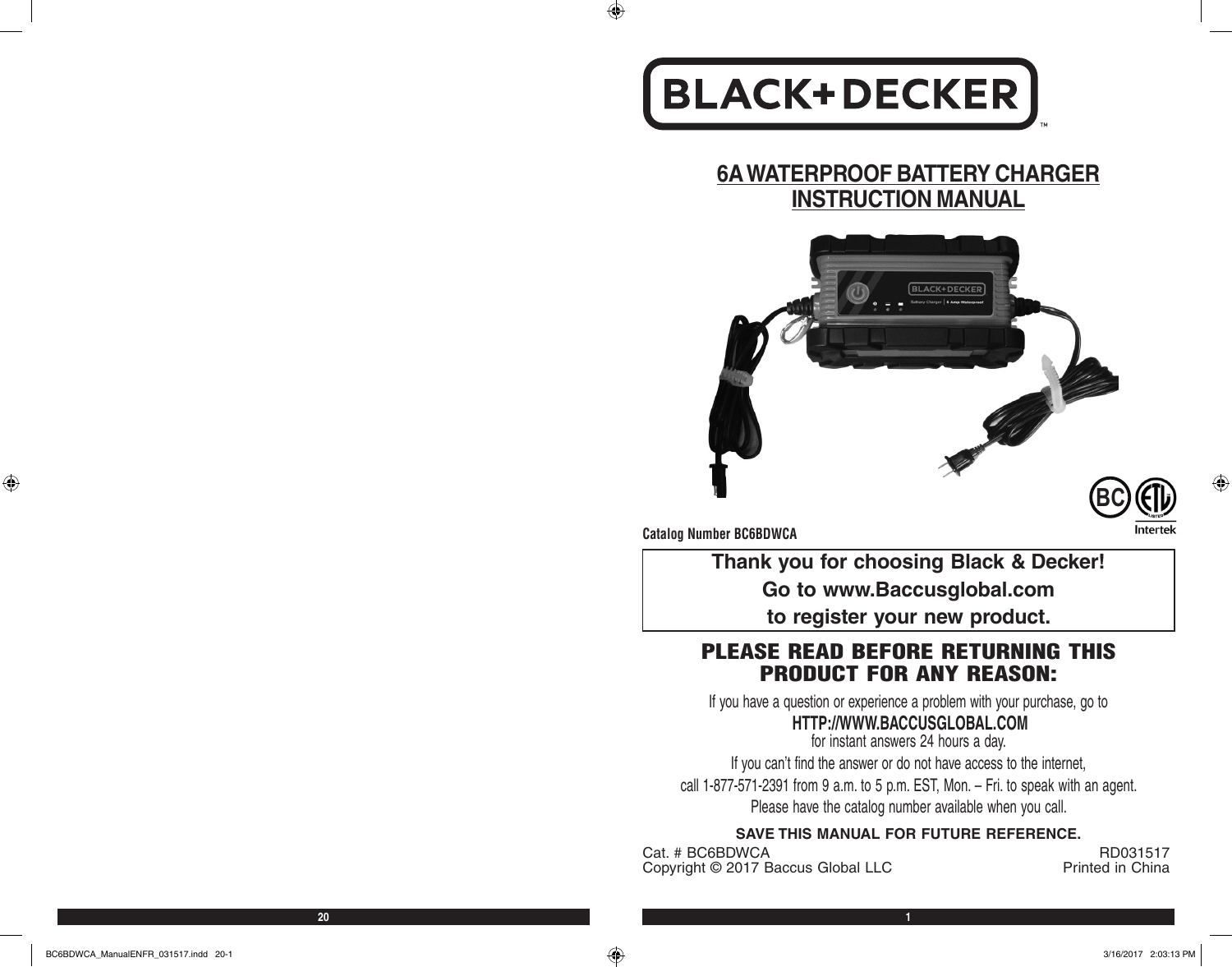# BLACK+DECKER

## 6A WATERPROOF BATTERY CHARGER INSTRUCTION MANUAL

**Catalog Number BC6BDWCA**

**Thank you for choosing Black & Decker!**
**Go to www.Baccusglobal.com**
**to register your new product.**

## PLEASE READ BEFORE RETURNING THIS PRODUCT FOR ANY REASON:

If you have a question or experience a problem with your purchase, go to

**HTTP://WWW.BACCUSGLOBAL.COM**

for instant answers 24 hours a day.

If you can't find the answer or do not have access to the internet,
call 1-877-571-2391 from 9 a.m. to 5 p.m. EST, Mon. – Fri. to speak with an agent.
Please have the catalog number available when you call.

**SAVE THIS MANUAL FOR FUTURE REFERENCE.**

Cat. # BC6BDWCA
Copyright © 2017 Baccus Global LLC

RD031517
Printed in China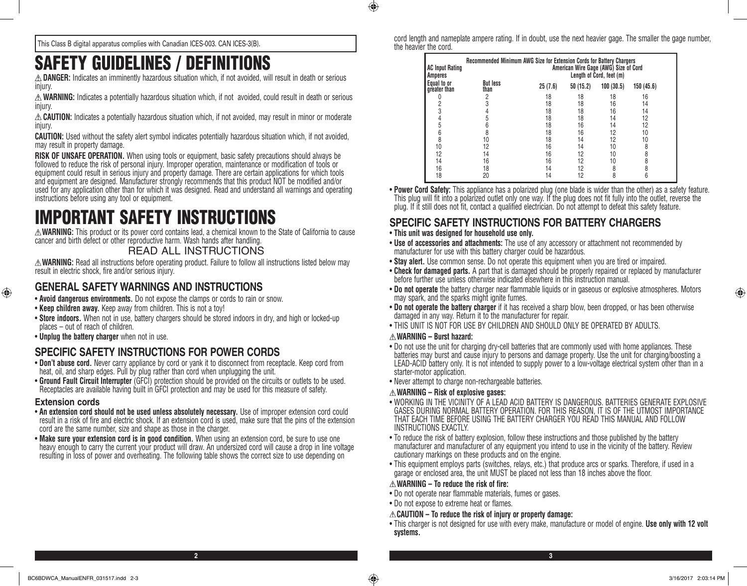This Class B digital apparatus complies with Canadian ICES-003. CAN ICES-3(B).

# SAFETY GUIDELINES / DEFINITIONS

⚠ **DANGER:** Indicates an imminently hazardous situation which, if not avoided, will result in death or serious injury.

⚠ **WARNING:** Indicates a potentially hazardous situation which, if not avoided, could result in death or serious injury.

⚠ **CAUTION:** Indicates a potentially hazardous situation which, if not avoided, may result in minor or moderate injury.

**CAUTION:** Used without the safety alert symbol indicates potentially hazardous situation which, if not avoided, may result in property damage.

**RISK OF UNSAFE OPERATION.** When using tools or equipment, basic safety precautions should always be followed to reduce the risk of personal injury. Improper operation, maintenance or modification of tools or equipment could result in serious injury and property damage. There are certain applications for which tools and equipment are designed. Manufacturer strongly recommends that this product NOT be modified and/or used for any application other than for which it was designed. Read and understand all warnings and operating instructions before using any tool or equipment.

# IMPORTANT SAFETY INSTRUCTIONS

⚠ **WARNING:** This product or its power cord contains lead, a chemical known to the State of California to cause cancer and birth defect or other reproductive harm. Wash hands after handling.

READ ALL INSTRUCTIONS

⚠ **WARNING:** Read all instructions before operating product. Failure to follow all instructions listed below may result in electric shock, fire and/or serious injury.

## GENERAL SAFETY WARNINGS AND INSTRUCTIONS

- **Avoid dangerous environments.** Do not expose the clamps or cords to rain or snow.
- **Keep children away.** Keep away from children. This is not a toy!
- **Store indoors.** When not in use, battery chargers should be stored indoors in dry, and high or locked-up places – out of reach of children.
- **Unplug the battery charger** when not in use.

## SPECIFIC SAFETY INSTRUCTIONS FOR POWER CORDS

- **Don't abuse cord.** Never carry appliance by cord or yank it to disconnect from receptacle. Keep cord from heat, oil, and sharp edges. Pull by plug rather than cord when unplugging the unit.
- **Ground Fault Circuit Interrupter** (GFCI) protection should be provided on the circuits or outlets to be used. Receptacles are available having built in GFCI protection and may be used for this measure of safety.

### Extension cords

- **An extension cord should not be used unless absolutely necessary.** Use of improper extension cord could result in a risk of fire and electric shock. If an extension cord is used, make sure that the pins of the extension cord are the same number, size and shape as those in the charger.
- **Make sure your extension cord is in good condition.** When using an extension cord, be sure to use one heavy enough to carry the current your product will draw. An undersized cord will cause a drop in line voltage resulting in loss of power and overheating. The following table shows the correct size to use depending on cord length and nameplate ampere rating. If in doubt, use the next heavier gage. The smaller the gage number, the heavier the cord.

**Recommended Minimum AWG Size for Extension Cords for Battery Chargers**

| AC Input Rating Amperes | | American Wire Gage (AWG) Size of Cord | | | |
|---|---|---|---|---|---|
| | | Length of Cord, feet (m) | | | |
| Equal to or greater than | But less than | 25 (7.6) | 50 (15.2) | 100 (30.5) | 150 (45.6) |
| 0 | 2 | 18 | 18 | 18 | 16 |
| 2 | 3 | 18 | 18 | 16 | 14 |
| 3 | 4 | 18 | 18 | 16 | 14 |
| 4 | 5 | 18 | 18 | 14 | 12 |
| 5 | 6 | 18 | 16 | 14 | 12 |
| 6 | 8 | 18 | 16 | 12 | 10 |
| 8 | 10 | 18 | 14 | 12 | 10 |
| 10 | 12 | 16 | 14 | 10 | 8 |
| 12 | 14 | 16 | 12 | 10 | 8 |
| 14 | 16 | 16 | 12 | 10 | 8 |
| 16 | 18 | 14 | 12 | 8 | 8 |
| 18 | 20 | 14 | 12 | 8 | 6 |

- **Power Cord Safety:** This appliance has a polarized plug (one blade is wider than the other) as a safety feature. This plug will fit into a polarized outlet only one way. If the plug does not fit fully into the outlet, reverse the plug. If it still does not fit, contact a qualified electrician. Do not attempt to defeat this safety feature.

## SPECIFIC SAFETY INSTRUCTIONS FOR BATTERY CHARGERS

- **This unit was designed for household use only.**
- **Use of accessories and attachments:** The use of any accessory or attachment not recommended by manufacturer for use with this battery charger could be hazardous.
- **Stay alert.** Use common sense. Do not operate this equipment when you are tired or impaired.
- **Check for damaged parts.** A part that is damaged should be properly repaired or replaced by manufacturer before further use unless otherwise indicated elsewhere in this instruction manual.
- **Do not operate** the battery charger near flammable liquids or in gaseous or explosive atmospheres. Motors may spark, and the sparks might ignite fumes.
- **Do not operate the battery charger** if it has received a sharp blow, been dropped, or has been otherwise damaged in any way. Return it to the manufacturer for repair.
- THIS UNIT IS NOT FOR USE BY CHILDREN AND SHOULD ONLY BE OPERATED BY ADULTS.

⚠ **WARNING – Burst hazard:**

- Do not use the unit for charging dry-cell batteries that are commonly used with home appliances. These batteries may burst and cause injury to persons and damage property. Use the unit for charging/boosting a LEAD-ACID battery only. It is not intended to supply power to a low-voltage electrical system other than in a starter-motor application.
- Never attempt to charge non-rechargeable batteries.

⚠ **WARNING – Risk of explosive gases:**

- WORKING IN THE VICINITY OF A LEAD ACID BATTERY IS DANGEROUS. BATTERIES GENERATE EXPLOSIVE GASES DURING NORMAL BATTERY OPERATION. FOR THIS REASON, IT IS OF THE UTMOST IMPORTANCE THAT EACH TIME BEFORE USING THE BATTERY CHARGER YOU READ THIS MANUAL AND FOLLOW INSTRUCTIONS EXACTLY.
- To reduce the risk of battery explosion, follow these instructions and those published by the battery manufacturer and manufacturer of any equipment you intend to use in the vicinity of the battery. Review cautionary markings on these products and on the engine.
- This equipment employs parts (switches, relays, etc.) that produce arcs or sparks. Therefore, if used in a garage or enclosed area, the unit MUST be placed not less than 18 inches above the floor.

⚠ **WARNING – To reduce the risk of fire:**

- Do not operate near flammable materials, fumes or gases.
- Do not expose to extreme heat or flames.

⚠ **CAUTION – To reduce the risk of injury or property damage:**

- This charger is not designed for use with every make, manufacture or model of engine. **Use only with 12 volt systems.**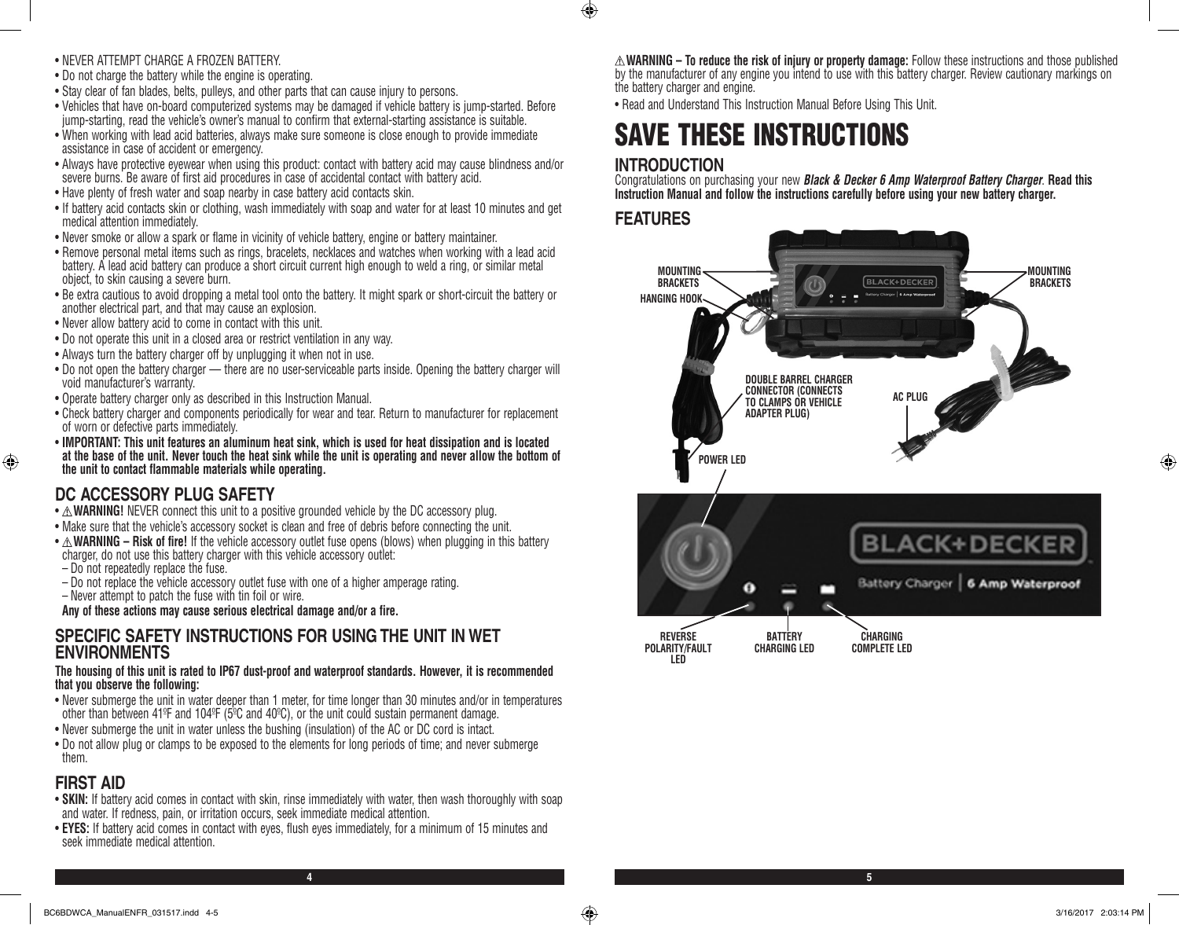- NEVER ATTEMPT CHARGE A FROZEN BATTERY.
- Do not charge the battery while the engine is operating.
- Stay clear of fan blades, belts, pulleys, and other parts that can cause injury to persons.
- Vehicles that have on-board computerized systems may be damaged if vehicle battery is jump-started. Before jump-starting, read the vehicle's owner's manual to confirm that external-starting assistance is suitable.
- When working with lead acid batteries, always make sure someone is close enough to provide immediate assistance in case of accident or emergency.
- Always have protective eyewear when using this product: contact with battery acid may cause blindness and/or severe burns. Be aware of first aid procedures in case of accidental contact with battery acid.
- Have plenty of fresh water and soap nearby in case battery acid contacts skin.
- If battery acid contacts skin or clothing, wash immediately with soap and water for at least 10 minutes and get medical attention immediately.
- Never smoke or allow a spark or flame in vicinity of vehicle battery, engine or battery maintainer.
- Remove personal metal items such as rings, bracelets, necklaces and watches when working with a lead acid battery. A lead acid battery can produce a short circuit current high enough to weld a ring, or similar metal object, to skin causing a severe burn.
- Be extra cautious to avoid dropping a metal tool onto the battery. It might spark or short-circuit the battery or another electrical part, and that may cause an explosion.
- Never allow battery acid to come in contact with this unit.
- Do not operate this unit in a closed area or restrict ventilation in any way.
- Always turn the battery charger off by unplugging it when not in use.
- Do not open the battery charger — there are no user-serviceable parts inside. Opening the battery charger will void manufacturer's warranty.
- Operate battery charger only as described in this Instruction Manual.
- Check battery charger and components periodically for wear and tear. Return to manufacturer for replacement of worn or defective parts immediately.
- **IMPORTANT: This unit features an aluminum heat sink, which is used for heat dissipation and is located at the base of the unit. Never touch the heat sink while the unit is operating and never allow the bottom of the unit to contact flammable materials while operating.**

## DC ACCESSORY PLUG SAFETY

- ⚠ **WARNING!** NEVER connect this unit to a positive grounded vehicle by the DC accessory plug.
- Make sure that the vehicle's accessory socket is clean and free of debris before connecting the unit.
- ⚠ **WARNING – Risk of fire!** If the vehicle accessory outlet fuse opens (blows) when plugging in this battery charger, do not use this battery charger with this vehicle accessory outlet:
  - Do not repeatedly replace the fuse.
  - Do not replace the vehicle accessory outlet fuse with one of a higher amperage rating.
  - Never attempt to patch the fuse with tin foil or wire.

  **Any of these actions may cause serious electrical damage and/or a fire.**

## SPECIFIC SAFETY INSTRUCTIONS FOR USING THE UNIT IN WET ENVIRONMENTS

**The housing of this unit is rated to IP67 dust-proof and waterproof standards. However, it is recommended that you observe the following:**

- Never submerge the unit in water deeper than 1 meter, for time longer than 30 minutes and/or in temperatures other than between 41ºF and 104ºF (5ºC and 40ºC), or the unit could sustain permanent damage.
- Never submerge the unit in water unless the bushing (insulation) of the AC or DC cord is intact.
- Do not allow plug or clamps to be exposed to the elements for long periods of time; and never submerge them.

## FIRST AID

- **SKIN:** If battery acid comes in contact with skin, rinse immediately with water, then wash thoroughly with soap and water. If redness, pain, or irritation occurs, seek immediate medical attention.
- **EYES:** If battery acid comes in contact with eyes, flush eyes immediately, for a minimum of 15 minutes and seek immediate medical attention.

⚠ **WARNING – To reduce the risk of injury or property damage:** Follow these instructions and those published by the manufacturer of any engine you intend to use with this battery charger. Review cautionary markings on the battery charger and engine.

- Read and Understand This Instruction Manual Before Using This Unit.

# SAVE THESE INSTRUCTIONS

## INTRODUCTION

Congratulations on purchasing your new ***Black & Decker 6 Amp Waterproof Battery Charger***. **Read this Instruction Manual and follow the instructions carefully before using your new battery charger.**

## FEATURES

MOUNTING BRACKETS
HANGING HOOK
MOUNTING BRACKETS
DOUBLE BARREL CHARGER CONNECTOR (CONNECTS TO CLAMPS OR VEHICLE ADAPTER PLUG)
AC PLUG
POWER LED
REVERSE POLARITY/FAULT LED
BATTERY CHARGING LED
CHARGING COMPLETE LED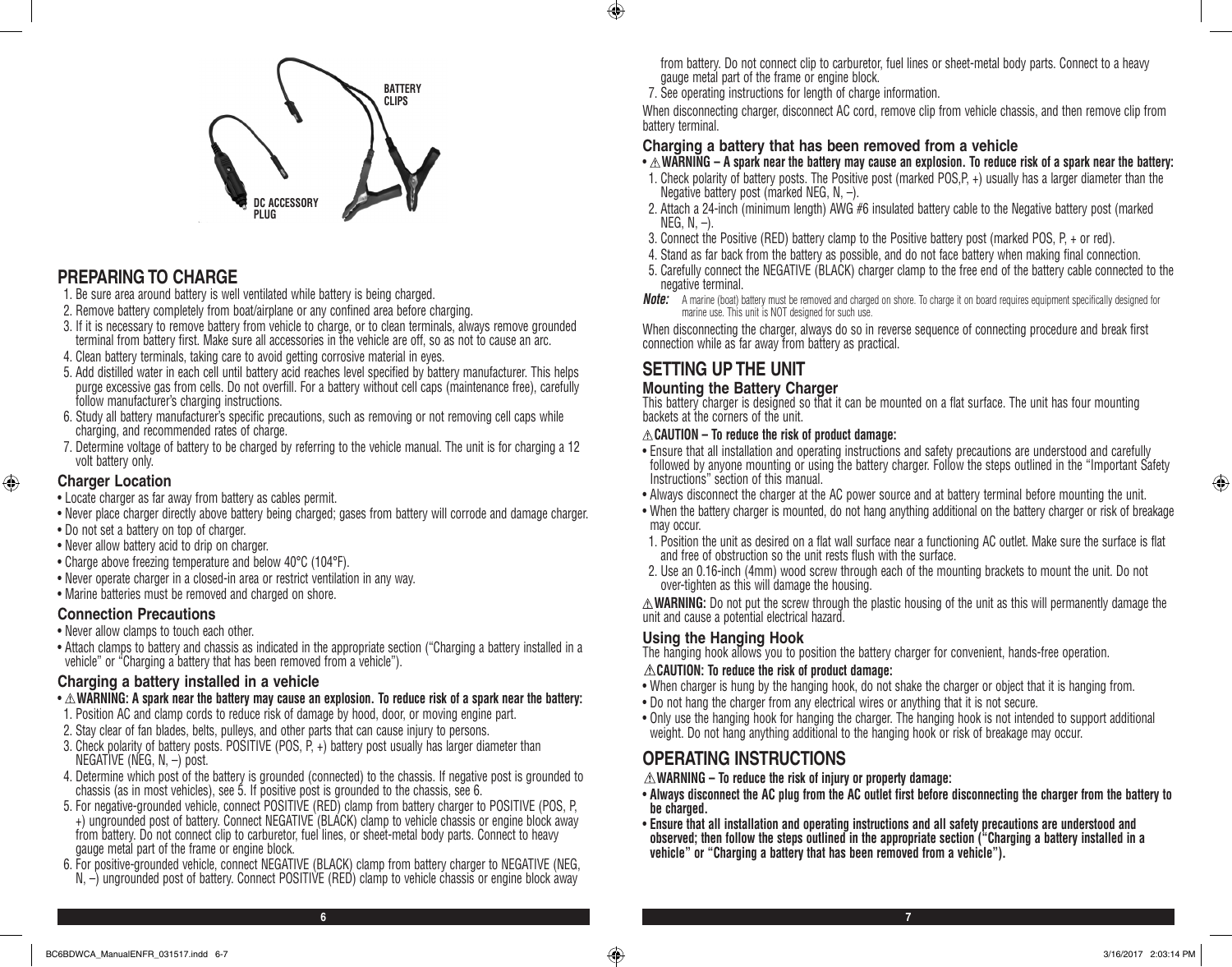BATTERY CLIPS

DC ACCESSORY PLUG

## PREPARING TO CHARGE

1. Be sure area around battery is well ventilated while battery is being charged.
2. Remove battery completely from boat/airplane or any confined area before charging.
3. If it is necessary to remove battery from vehicle to charge, or to clean terminals, always remove grounded terminal from battery first. Make sure all accessories in the vehicle are off, so as not to cause an arc.
4. Clean battery terminals, taking care to avoid getting corrosive material in eyes.
5. Add distilled water in each cell until battery acid reaches level specified by battery manufacturer. This helps purge excessive gas from cells. Do not overfill. For a battery without cell caps (maintenance free), carefully follow manufacturer's charging instructions.
6. Study all battery manufacturer's specific precautions, such as removing or not removing cell caps while charging, and recommended rates of charge.
7. Determine voltage of battery to be charged by referring to the vehicle manual. The unit is for charging a 12 volt battery only.

### Charger Location

- Locate charger as far away from battery as cables permit.
- Never place charger directly above battery being charged; gases from battery will corrode and damage charger.
- Do not set a battery on top of charger.
- Never allow battery acid to drip on charger.
- Charge above freezing temperature and below 40°C (104°F).
- Never operate charger in a closed-in area or restrict ventilation in any way.
- Marine batteries must be removed and charged on shore.

### Connection Precautions

- Never allow clamps to touch each other.
- Attach clamps to battery and chassis as indicated in the appropriate section ("Charging a battery installed in a vehicle" or "Charging a battery that has been removed from a vehicle").

### Charging a battery installed in a vehicle

- ⚠ **WARNING: A spark near the battery may cause an explosion. To reduce risk of a spark near the battery:**

1. Position AC and clamp cords to reduce risk of damage by hood, door, or moving engine part.
2. Stay clear of fan blades, belts, pulleys, and other parts that can cause injury to persons.
3. Check polarity of battery posts. POSITIVE (POS, P, +) battery post usually has larger diameter than NEGATIVE (NEG, N, –) post.
4. Determine which post of the battery is grounded (connected) to the chassis. If negative post is grounded to chassis (as in most vehicles), see 5. If positive post is grounded to the chassis, see 6.
5. For negative-grounded vehicle, connect POSITIVE (RED) clamp from battery charger to POSITIVE (POS, P, +) ungrounded post of battery. Connect NEGATIVE (BLACK) clamp to vehicle chassis or engine block away from battery. Do not connect clip to carburetor, fuel lines, or sheet-metal body parts. Connect to heavy gauge metal part of the frame or engine block.
6. For positive-grounded vehicle, connect NEGATIVE (BLACK) clamp from battery charger to NEGATIVE (NEG, N, –) ungrounded post of battery. Connect POSITIVE (RED) clamp to vehicle chassis or engine block away from battery. Do not connect clip to carburetor, fuel lines or sheet-metal body parts. Connect to a heavy gauge metal part of the frame or engine block.
7. See operating instructions for length of charge information.

When disconnecting charger, disconnect AC cord, remove clip from vehicle chassis, and then remove clip from battery terminal.

### Charging a battery that has been removed from a vehicle

- ⚠ **WARNING – A spark near the battery may cause an explosion. To reduce risk of a spark near the battery:**

1. Check polarity of battery posts. The Positive post (marked POS,P, +) usually has a larger diameter than the Negative battery post (marked NEG, N, –).
2. Attach a 24-inch (minimum length) AWG #6 insulated battery cable to the Negative battery post (marked NEG, N, –).
3. Connect the Positive (RED) battery clamp to the Positive battery post (marked POS, P, + or red).
4. Stand as far back from the battery as possible, and do not face battery when making final connection.
5. Carefully connect the NEGATIVE (BLACK) charger clamp to the free end of the battery cable connected to the negative terminal.

***Note:*** A marine (boat) battery must be removed and charged on shore. To charge it on board requires equipment specifically designed for marine use. This unit is NOT designed for such use.

When disconnecting the charger, always do so in reverse sequence of connecting procedure and break first connection while as far away from battery as practical.

## SETTING UP THE UNIT

### Mounting the Battery Charger

This battery charger is designed so that it can be mounted on a flat surface. The unit has four mounting backets at the corners of the unit.

⚠ **CAUTION – To reduce the risk of product damage:**

- Ensure that all installation and operating instructions and safety precautions are understood and carefully followed by anyone mounting or using the battery charger. Follow the steps outlined in the "Important Safety Instructions" section of this manual.
- Always disconnect the charger at the AC power source and at battery terminal before mounting the unit.
- When the battery charger is mounted, do not hang anything additional on the battery charger or risk of breakage may occur.

1. Position the unit as desired on a flat wall surface near a functioning AC outlet. Make sure the surface is flat and free of obstruction so the unit rests flush with the surface.
2. Use an 0.16-inch (4mm) wood screw through each of the mounting brackets to mount the unit. Do not over-tighten as this will damage the housing.

⚠ **WARNING:** Do not put the screw through the plastic housing of the unit as this will permanently damage the unit and cause a potential electrical hazard.

### Using the Hanging Hook

The hanging hook allows you to position the battery charger for convenient, hands-free operation.

⚠ **CAUTION: To reduce the risk of product damage:**

- When charger is hung by the hanging hook, do not shake the charger or object that it is hanging from.
- Do not hang the charger from any electrical wires or anything that it is not secure.
- Only use the hanging hook for hanging the charger. The hanging hook is not intended to support additional weight. Do not hang anything additional to the hanging hook or risk of breakage may occur.

## OPERATING INSTRUCTIONS

⚠ **WARNING – To reduce the risk of injury or property damage:**

- **Always disconnect the AC plug from the AC outlet first before disconnecting the charger from the battery to be charged.**
- **Ensure that all installation and operating instructions and all safety precautions are understood and observed; then follow the steps outlined in the appropriate section ("Charging a battery installed in a vehicle" or "Charging a battery that has been removed from a vehicle").**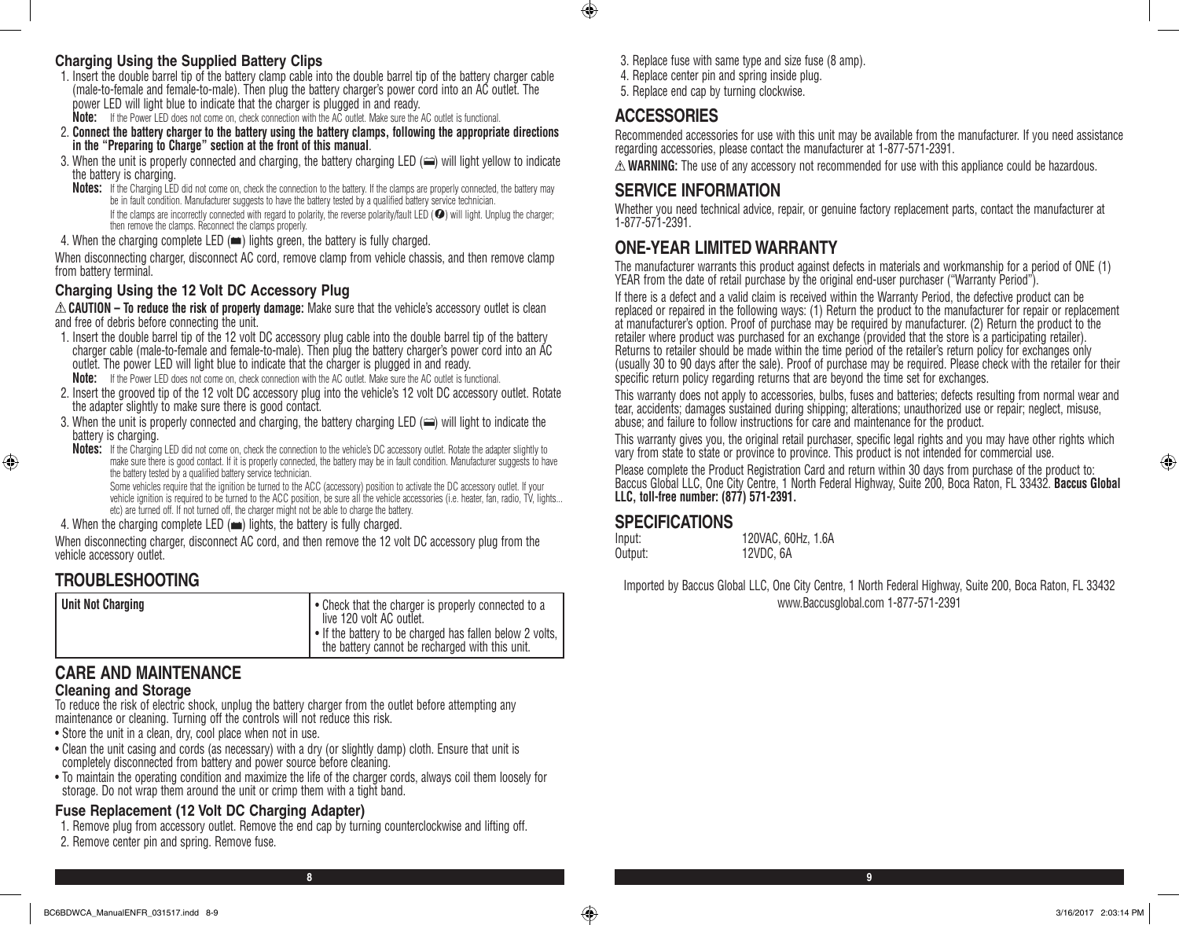### Charging Using the Supplied Battery Clips

1. Insert the double barrel tip of the battery clamp cable into the double barrel tip of the battery charger cable (male-to-female and female-to-male). Then plug the battery charger's power cord into an AC outlet. The power LED will light blue to indicate that the charger is plugged in and ready.
   **Note:** If the Power LED does not come on, check connection with the AC outlet. Make sure the AC outlet is functional.
2. **Connect the battery charger to the battery using the battery clamps, following the appropriate directions in the "Preparing to Charge" section at the front of this manual**.
3. When the unit is properly connected and charging, the battery charging LED (▭) will light yellow to indicate the battery is charging.
   **Notes:** If the Charging LED did not come on, check the connection to the battery. If the clamps are properly connected, the battery may be in fault condition. Manufacturer suggests to have the battery tested by a qualified battery service technician.
   If the clamps are incorrectly connected with regard to polarity, the reverse polarity/fault LED (!) will light. Unplug the charger; then remove the clamps. Reconnect the clamps properly.
4. When the charging complete LED (▬) lights green, the battery is fully charged.

When disconnecting charger, disconnect AC cord, remove clamp from vehicle chassis, and then remove clamp from battery terminal.

### Charging Using the 12 Volt DC Accessory Plug

⚠ **CAUTION – To reduce the risk of property damage:** Make sure that the vehicle's accessory outlet is clean and free of debris before connecting the unit.

1. Insert the double barrel tip of the 12 volt DC accessory plug cable into the double barrel tip of the battery charger cable (male-to-female and female-to-male). Then plug the battery charger's power cord into an AC outlet. The power LED will light blue to indicate that the charger is plugged in and ready.
   **Note:** If the Power LED does not come on, check connection with the AC outlet. Make sure the AC outlet is functional.
2. Insert the grooved tip of the 12 volt DC accessory plug into the vehicle's 12 volt DC accessory outlet. Rotate the adapter slightly to make sure there is good contact.
3. When the unit is properly connected and charging, the battery charging LED (▭) will light to indicate the battery is charging.
   **Notes:** If the Charging LED did not come on, check the connection to the vehicle's DC accessory outlet. Rotate the adapter slightly to make sure there is good contact. If it is properly connected, the battery may be in fault condition. Manufacturer suggests to have the battery tested by a qualified battery service technician.
   Some vehicles require that the ignition be turned to the ACC (accessory) position to activate the DC accessory outlet. If your vehicle ignition is required to be turned to the ACC position, be sure all the vehicle accessories (i.e. heater, fan, radio, TV, lights... etc) are turned off. If not turned off, the charger might not be able to charge the battery.
4. When the charging complete LED (▬) lights, the battery is fully charged.

When disconnecting charger, disconnect AC cord, and then remove the 12 volt DC accessory plug from the vehicle accessory outlet.

## TROUBLESHOOTING

| Unit Not Charging | • Check that the charger is properly connected to a live 120 volt AC outlet.<br>• If the battery to be charged has fallen below 2 volts, the battery cannot be recharged with this unit. |
|---|---|

## CARE AND MAINTENANCE

### Cleaning and Storage

To reduce the risk of electric shock, unplug the battery charger from the outlet before attempting any maintenance or cleaning. Turning off the controls will not reduce this risk.

- Store the unit in a clean, dry, cool place when not in use.
- Clean the unit casing and cords (as necessary) with a dry (or slightly damp) cloth. Ensure that unit is completely disconnected from battery and power source before cleaning.
- To maintain the operating condition and maximize the life of the charger cords, always coil them loosely for storage. Do not wrap them around the unit or crimp them with a tight band.

### Fuse Replacement (12 Volt DC Charging Adapter)

1. Remove plug from accessory outlet. Remove the end cap by turning counterclockwise and lifting off.
2. Remove center pin and spring. Remove fuse.
3. Replace fuse with same type and size fuse (8 amp).
4. Replace center pin and spring inside plug.
5. Replace end cap by turning clockwise.

## ACCESSORIES

Recommended accessories for use with this unit may be available from the manufacturer. If you need assistance regarding accessories, please contact the manufacturer at 1-877-571-2391.

⚠ **WARNING:** The use of any accessory not recommended for use with this appliance could be hazardous.

## SERVICE INFORMATION

Whether you need technical advice, repair, or genuine factory replacement parts, contact the manufacturer at 1-877-571-2391.

## ONE-YEAR LIMITED WARRANTY

The manufacturer warrants this product against defects in materials and workmanship for a period of ONE (1) YEAR from the date of retail purchase by the original end-user purchaser ("Warranty Period").

If there is a defect and a valid claim is received within the Warranty Period, the defective product can be replaced or repaired in the following ways: (1) Return the product to the manufacturer for repair or replacement at manufacturer's option. Proof of purchase may be required by manufacturer. (2) Return the product to the retailer where product was purchased for an exchange (provided that the store is a participating retailer). Returns to retailer should be made within the time period of the retailer's return policy for exchanges only (usually 30 to 90 days after the sale). Proof of purchase may be required. Please check with the retailer for their specific return policy regarding returns that are beyond the time set for exchanges.

This warranty does not apply to accessories, bulbs, fuses and batteries; defects resulting from normal wear and tear, accidents; damages sustained during shipping; alterations; unauthorized use or repair; neglect, misuse, abuse; and failure to follow instructions for care and maintenance for the product.

This warranty gives you, the original retail purchaser, specific legal rights and you may have other rights which vary from state to state or province to province. This product is not intended for commercial use.

Please complete the Product Registration Card and return within 30 days from purchase of the product to: Baccus Global LLC, One City Centre, 1 North Federal Highway, Suite 200, Boca Raton, FL 33432. **Baccus Global LLC, toll-free number: (877) 571-2391.**

## SPECIFICATIONS

| | |
|---|---|
| Input: | 120VAC, 60Hz, 1.6A |
| Output: | 12VDC, 6A |

Imported by Baccus Global LLC, One City Centre, 1 North Federal Highway, Suite 200, Boca Raton, FL 33432
www.Baccusglobal.com 1-877-571-2391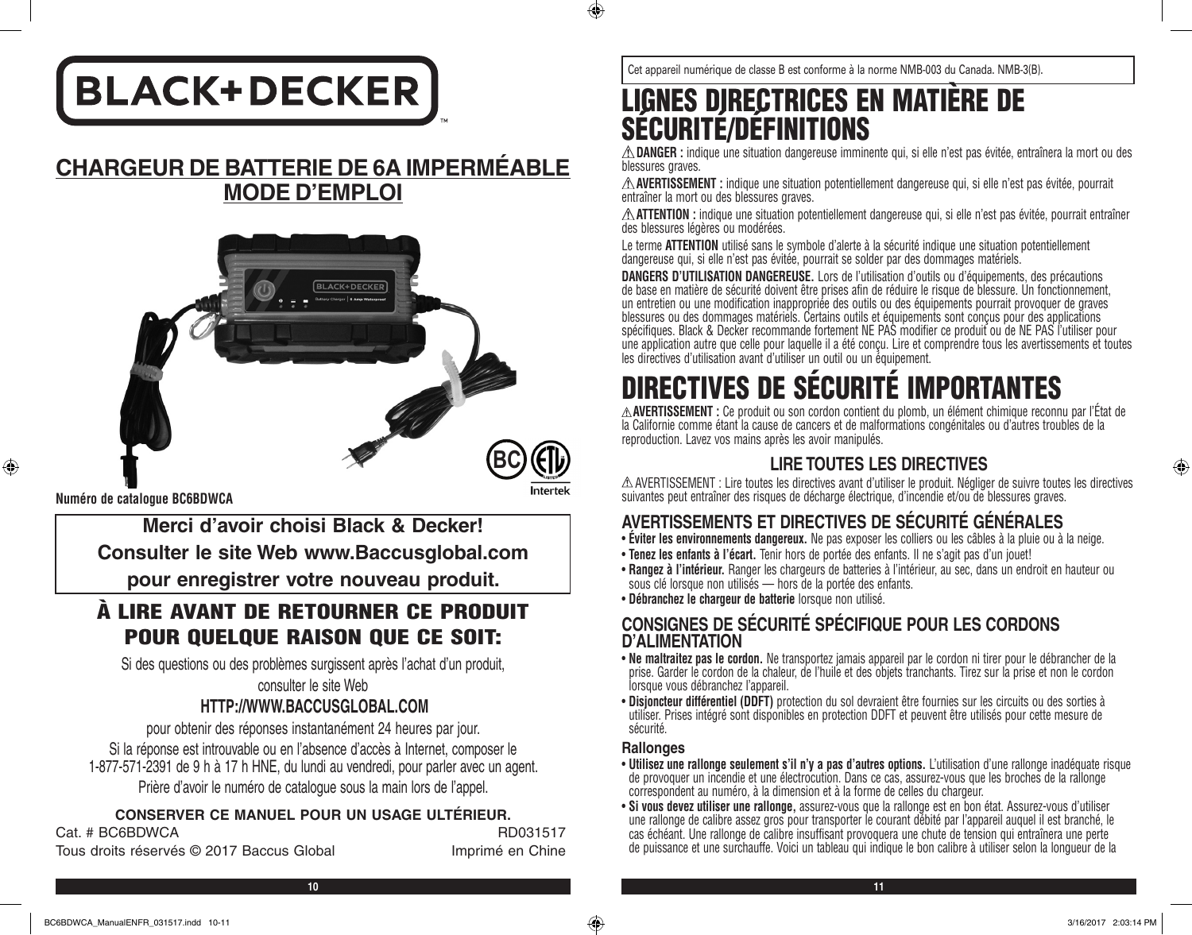# BLACK+DECKER

## CHARGEUR DE BATTERIE DE 6A IMPERMÉABLE MODE D'EMPLOI

**Numéro de catalogue BC6BDWCA**

**Merci d'avoir choisi Black & Decker!**
**Consulter le site Web www.Baccusglobal.com**
**pour enregistrer votre nouveau produit.**

## À LIRE AVANT DE RETOURNER CE PRODUIT POUR QUELQUE RAISON QUE CE SOIT:

Si des questions ou des problèmes surgissent après l'achat d'un produit, consulter le site Web

**HTTP://WWW.BACCUSGLOBAL.COM**

pour obtenir des réponses instantanément 24 heures par jour.

Si la réponse est introuvable ou en l'absence d'accès à Internet, composer le 1-877-571-2391 de 9 h à 17 h HNE, du lundi au vendredi, pour parler avec un agent.

Prière d'avoir le numéro de catalogue sous la main lors de l'appel.

**CONSERVER CE MANUEL POUR UN USAGE ULTÉRIEUR.**

Cat. # BC6BDWCA RD031517
Tous droits réservés © 2017 Baccus Global Imprimé en Chine

Cet appareil numérique de classe B est conforme à la norme NMB-003 du Canada. NMB-3(B).

# LIGNES DIRECTRICES EN MATIÈRE DE SÉCURITÉ/DÉFINITIONS

⚠ **DANGER :** indique une situation dangereuse imminente qui, si elle n'est pas évitée, entraînera la mort ou des blessures graves.

⚠ **AVERTISSEMENT :** indique une situation potentiellement dangereuse qui, si elle n'est pas évitée, pourrait entraîner la mort ou des blessures graves.

⚠ **ATTENTION :** indique une situation potentiellement dangereuse qui, si elle n'est pas évitée, pourrait entraîner des blessures légères ou modérées.

Le terme **ATTENTION** utilisé sans le symbole d'alerte à la sécurité indique une situation potentiellement dangereuse qui, si elle n'est pas évitée, pourrait se solder par des dommages matériels.

**DANGERS D'UTILISATION DANGEREUSE.** Lors de l'utilisation d'outils ou d'équipements, des précautions de base en matière de sécurité doivent être prises afin de réduire le risque de blessure. Un fonctionnement, un entretien ou une modification inappropriée des outils ou des équipements pourrait provoquer de graves blessures ou des dommages matériels. Certains outils et équipements sont conçus pour des applications spécifiques. Black & Decker recommande fortement NE PAS modifier ce produit ou de NE PAS l'utiliser pour une application autre que celle pour laquelle il a été conçu. Lire et comprendre tous les avertissements et toutes les directives d'utilisation avant d'utiliser un outil ou un équipement.

# DIRECTIVES DE SÉCURITÉ IMPORTANTES

⚠ **AVERTISSEMENT :** Ce produit ou son cordon contient du plomb, un élément chimique reconnu par l'État de la Californie comme étant la cause de cancers et de malformations congénitales ou d'autres troubles de la reproduction. Lavez vos mains après les avoir manipulés.

### LIRE TOUTES LES DIRECTIVES

⚠ AVERTISSEMENT : Lire toutes les directives avant d'utiliser le produit. Négliger de suivre toutes les directives suivantes peut entraîner des risques de décharge électrique, d'incendie et/ou de blessures graves.

## AVERTISSEMENTS ET DIRECTIVES DE SÉCURITÉ GÉNÉRALES

- **Éviter les environnements dangereux.** Ne pas exposer les colliers ou les câbles à la pluie ou à la neige.
- **Tenez les enfants à l'écart.** Tenir hors de portée des enfants. Il ne s'agit pas d'un jouet!
- **Rangez à l'intérieur.** Ranger les chargeurs de batteries à l'intérieur, au sec, dans un endroit en hauteur ou sous clé lorsque non utilisés — hors de la portée des enfants.
- **Débranchez le chargeur de batterie** lorsque non utilisé.

## CONSIGNES DE SÉCURITÉ SPÉCIFIQUE POUR LES CORDONS D'ALIMENTATION

- **Ne maltraitez pas le cordon.** Ne transportez jamais appareil par le cordon ni tirer pour le débrancher de la prise. Garder le cordon de la chaleur, de l'huile et des objets tranchants. Tirez sur la prise et non le cordon lorsque vous débranchez l'appareil.
- **Disjoncteur différentiel (DDFT)** protection du sol devraient être fournies sur les circuits ou des sorties à utiliser. Prises intégré sont disponibles en protection DDFT et peuvent être utilisés pour cette mesure de sécurité.

### Rallonges

- **Utilisez une rallonge seulement s'il n'y a pas d'autres options.** L'utilisation d'une rallonge inadéquate risque de provoquer un incendie et une électrocution. Dans ce cas, assurez-vous que les broches de la rallonge correspondent au numéro, à la dimension et à la forme de celles du chargeur.
- **Si vous devez utiliser une rallonge,** assurez-vous que la rallonge est en bon état. Assurez-vous d'utiliser une rallonge de calibre assez gros pour transporter le courant débité par l'appareil auquel il est branché, le cas échéant. Une rallonge de calibre insuffisant provoquera une chute de tension qui entraînera une perte de puissance et une surchauffe. Voici un tableau qui indique le bon calibre à utiliser selon la longueur de la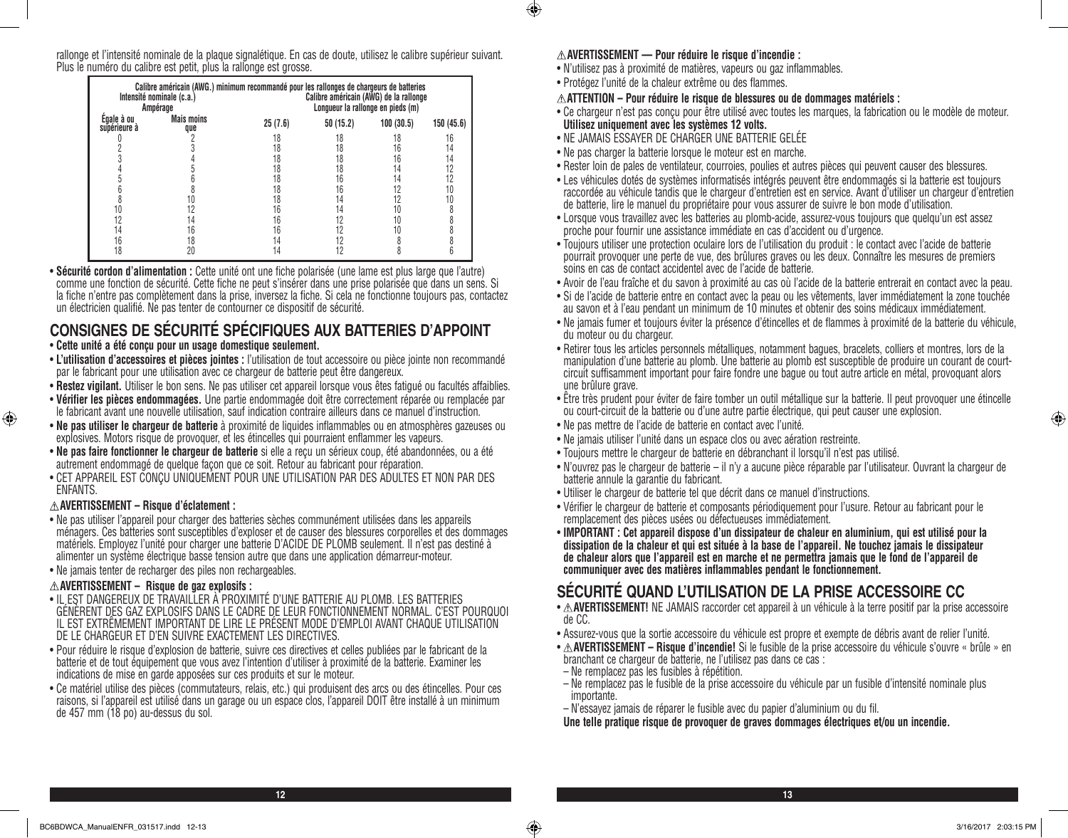rallonge et l'intensité nominale de la plaque signalétique. En cas de doute, utilisez le calibre supérieur suivant. Plus le numéro du calibre est petit, plus la rallonge est grosse.

| Calibre américain (AWG.) minimum recommandé pour les rallonges de chargeurs de batteries | | | | | |
|---|---|---|---|---|---|
| Intensité nominale (c.a.) Ampérage | | Calibre américain (AWG) de la rallonge Longueur la rallonge en pieds (m) | | | |
| Égale à ou supérieure à | Mais moins que | 25 (7.6) | 50 (15.2) | 100 (30.5) | 150 (45.6) |
| 0 | 2 | 18 | 18 | 18 | 16 |
| 2 | 3 | 18 | 18 | 16 | 14 |
| 3 | 4 | 18 | 18 | 16 | 14 |
| 4 | 5 | 18 | 18 | 14 | 12 |
| 5 | 6 | 18 | 16 | 14 | 12 |
| 6 | 8 | 18 | 16 | 12 | 10 |
| 8 | 10 | 18 | 14 | 12 | 10 |
| 10 | 12 | 16 | 14 | 10 | 8 |
| 12 | 14 | 16 | 12 | 10 | 8 |
| 14 | 16 | 16 | 12 | 10 | 8 |
| 16 | 18 | 14 | 12 | 8 | 8 |
| 18 | 20 | 14 | 12 | 8 | 6 |

- **Sécurité cordon d'alimentation :** Cette unité ont une fiche polarisée (une lame est plus large que l'autre) comme une fonction de sécurité. Cette fiche ne peut s'insérer dans une prise polarisée que dans un sens. Si la fiche n'entre pas complètement dans la prise, inversez la fiche. Si cela ne fonctionne toujours pas, contactez un électricien qualifié. Ne pas tenter de contourner ce dispositif de sécurité.

## CONSIGNES DE SÉCURITÉ SPÉCIFIQUES AUX BATTERIES D'APPOINT

- **Cette unité a été conçu pour un usage domestique seulement.**
- **L'utilisation d'accessoires et pièces jointes :** l'utilisation de tout accessoire ou pièce jointe non recommandé par le fabricant pour une utilisation avec ce chargeur de batterie peut être dangereux.
- **Restez vigilant.** Utiliser le bon sens. Ne pas utiliser cet appareil lorsque vous êtes fatigué ou facultés affaiblies.
- **Vérifier les pièces endommagées.** Une partie endommagée doit être correctement réparée ou remplacée par le fabricant avant une nouvelle utilisation, sauf indication contraire ailleurs dans ce manuel d'instruction.
- **Ne pas utiliser le chargeur de batterie** à proximité de liquides inflammables ou en atmosphères gazeuses ou explosives. Motors risque de provoquer, et les étincelles qui pourraient enflammer les vapeurs.
- **Ne pas faire fonctionner le chargeur de batterie** si elle a reçu un sérieux coup, été abandonnées, ou a été autrement endommagé de quelque façon que ce soit. Retour au fabricant pour réparation.
- CET APPAREIL EST CONÇU UNIQUEMENT POUR UNE UTILISATION PAR DES ADULTES ET NON PAR DES ENFANTS.

**⚠AVERTISSEMENT – Risque d'éclatement :**

- Ne pas utiliser l'appareil pour charger des batteries sèches communément utilisées dans les appareils ménagers. Ces batteries sont susceptibles d'exploser et de causer des blessures corporelles et des dommages matériels. Employez l'unité pour charger une batterie D'ACIDE DE PLOMB seulement. Il n'est pas destiné à alimenter un système électrique basse tension autre que dans une application démarreur-moteur.
- Ne jamais tenter de recharger des piles non rechargeables.

**⚠AVERTISSEMENT – Risque de gaz explosifs :**

- IL EST DANGEREUX DE TRAVAILLER À PROXIMITÉ D'UNE BATTERIE AU PLOMB. LES BATTERIES GÉNÈRENT DES GAZ EXPLOSIFS DANS LE CADRE DE LEUR FONCTIONNEMENT NORMAL. C'EST POURQUOI IL EST EXTRÊMEMENT IMPORTANT DE LIRE LE PRÉSENT MODE D'EMPLOI AVANT CHAQUE UTILISATION DE LE CHARGEUR ET D'EN SUIVRE EXACTEMENT LES DIRECTIVES.
- Pour réduire le risque d'explosion de batterie, suivre ces directives et celles publiées par le fabricant de la batterie et de tout équipement que vous avez l'intention d'utiliser à proximité de la batterie. Examiner les indications de mise en garde apposées sur ces produits et sur le moteur.
- Ce matériel utilise des pièces (commutateurs, relais, etc.) qui produisent des arcs ou des étincelles. Pour ces raisons, si l'appareil est utilisé dans un garage ou un espace clos, l'appareil DOIT être installé à un minimum de 457 mm (18 po) au-dessus du sol.

**⚠AVERTISSEMENT — Pour réduire le risque d'incendie :**

- N'utilisez pas à proximité de matières, vapeurs ou gaz inflammables.
- Protégez l'unité de la chaleur extrême ou des flammes.

**⚠ATTENTION – Pour réduire le risque de blessures ou de dommages matériels :**

- Ce chargeur n'est pas conçu pour être utilisé avec toutes les marques, la fabrication ou le modèle de moteur. **Utilisez uniquement avec les systèmes 12 volts.**
- NE JAMAIS ESSAYER DE CHARGER UNE BATTERIE GELÉE
- Ne pas charger la batterie lorsque le moteur est en marche.
- Rester loin de pales de ventilateur, courroies, poulies et autres pièces qui peuvent causer des blessures.
- Les véhicules dotés de systèmes informatisés intégrés peuvent être endommagés si la batterie est toujours raccordée au véhicule tandis que le chargeur d'entretien est en service. Avant d'utiliser un chargeur d'entretien de batterie, lire le manuel du propriétaire pour vous assurer de suivre le bon mode d'utilisation.
- Lorsque vous travaillez avec les batteries au plomb-acide, assurez-vous toujours que quelqu'un est assez proche pour fournir une assistance immédiate en cas d'accident ou d'urgence.
- Toujours utiliser une protection oculaire lors de l'utilisation du produit : le contact avec l'acide de batterie pourrait provoquer une perte de vue, des brûlures graves ou les deux. Connaître les mesures de premiers soins en cas de contact accidentel avec de l'acide de batterie.
- Avoir de l'eau fraîche et du savon à proximité au cas où l'acide de la batterie entrerait en contact avec la peau.
- Si de l'acide de batterie entre en contact avec la peau ou les vêtements, laver immédiatement la zone touchée au savon et à l'eau pendant un minimum de 10 minutes et obtenir des soins médicaux immédiatement.
- Ne jamais fumer et toujours éviter la présence d'étincelles et de flammes à proximité de la batterie du véhicule, du moteur ou du chargeur.
- Retirer tous les articles personnels métalliques, notamment bagues, bracelets, colliers et montres, lors de la manipulation d'une batterie au plomb. Une batterie au plomb est susceptible de produire un courant de court-circuit suffisamment important pour faire fondre une bague ou tout autre article en métal, provoquant alors une brûlure grave.
- Être très prudent pour éviter de faire tomber un outil métallique sur la batterie. Il peut provoquer une étincelle ou court-circuit de la batterie ou d'une autre partie électrique, qui peut causer une explosion.
- Ne pas mettre de l'acide de batterie en contact avec l'unité.
- Ne jamais utiliser l'unité dans un espace clos ou avec aération restreinte.
- Toujours mettre le chargeur de batterie en débranchant il lorsqu'il n'est pas utilisé.
- N'ouvrez pas le chargeur de batterie – il n'y a aucune pièce réparable par l'utilisateur. Ouvrant la chargeur de batterie annule la garantie du fabricant.
- Utiliser le chargeur de batterie tel que décrit dans ce manuel d'instructions.
- Vérifier le chargeur de batterie et composants périodiquement pour l'usure. Retour au fabricant pour le remplacement des pièces usées ou défectueuses immédiatement.
- **IMPORTANT : Cet appareil dispose d'un dissipateur de chaleur en aluminium, qui est utilisé pour la dissipation de la chaleur et qui est située à la base de l'appareil. Ne touchez jamais le dissipateur de chaleur alors que l'appareil est en marche et ne permettra jamais que le fond de l'appareil de communiquer avec des matières inflammables pendant le fonctionnement.**

## SÉCURITÉ QUAND L'UTILISATION DE LA PRISE ACCESSOIRE CC

- **⚠AVERTISSEMENT!** NE JAMAIS raccorder cet appareil à un véhicule à la terre positif par la prise accessoire de CC.
- Assurez-vous que la sortie accessoire du véhicule est propre et exempte de débris avant de relier l'unité.
- **⚠AVERTISSEMENT – Risque d'incendie!** Si le fusible de la prise accessoire du véhicule s'ouvre « brûle » en branchant ce chargeur de batterie, ne l'utilisez pas dans ce cas :
  - Ne remplacez pas les fusibles à répétition.
  - Ne remplacez pas le fusible de la prise accessoire du véhicule par un fusible d'intensité nominale plus importante.
  - N'essayez jamais de réparer le fusible avec du papier d'aluminium ou du fil.

  **Une telle pratique risque de provoquer de graves dommages électriques et/ou un incendie.**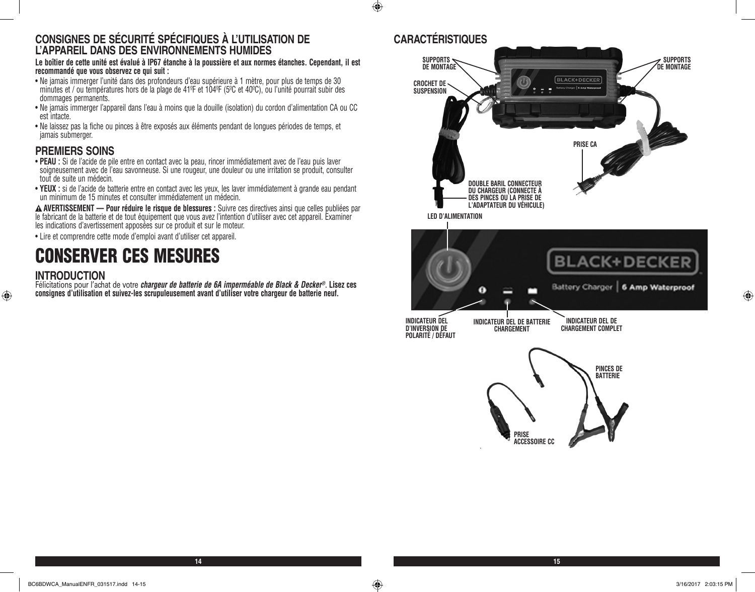## CONSIGNES DE SÉCURITÉ SPÉCIFIQUES À L'UTILISATION DE L'APPAREIL DANS DES ENVIRONNEMENTS HUMIDES

**Le boîtier de cette unité est évalué à IP67 étanche à la poussière et aux normes étanches. Cependant, il est recommandé que vous observez ce qui suit :**

- Ne jamais immerger l'unité dans des profondeurs d'eau supérieure à 1 mètre, pour plus de temps de 30 minutes et / ou températures hors de la plage de 41ºF et 104ºF (5ºC et 40ºC), ou l'unité pourrait subir des dommages permanents.
- Ne jamais immerger l'appareil dans l'eau à moins que la douille (isolation) du cordon d'alimentation CA ou CC est intacte.
- Ne laissez pas la fiche ou pinces à être exposés aux éléments pendant de longues périodes de temps, et jamais submerger.

## PREMIERS SOINS

- **PEAU :** Si de l'acide de pile entre en contact avec la peau, rincer immédiatement avec de l'eau puis laver soigneusement avec de l'eau savonneuse. Si une rougeur, une douleur ou une irritation se produit, consulter tout de suite un médecin.
- **YEUX :** si de l'acide de batterie entre en contact avec les yeux, les laver immédiatement à grande eau pendant un minimum de 15 minutes et consulter immédiatement un médecin.

⚠ **AVERTISSEMENT — Pour réduire le risque de blessures :** Suivre ces directives ainsi que celles publiées par le fabricant de la batterie et de tout équipement que vous avez l'intention d'utiliser avec cet appareil. Examiner les indications d'avertissement apposées sur ce produit et sur le moteur.

- Lire et comprendre cette mode d'emploi avant d'utiliser cet appareil.

# CONSERVER CES MESURES

## INTRODUCTION

Félicitations pour l'achat de votre ***chargeur de batterie de 6A imperméable de Black & Decker®***. **Lisez ces consignes d'utilisation et suivez-les scrupuleusement avant d'utiliser votre chargeur de batterie neuf.**

## CARACTÉRISTIQUES

SUPPORTS DE MONTAGE

SUPPORTS DE MONTAGE

CROCHET DE SUSPENSION

PRISE CA

DOUBLE BARIL CONNECTEUR DU CHARGEUR (CONNECTE À DES PINCES OU LA PRISE DE L'ADAPTATEUR DU VÉHICULE)

LED D'ALIMENTATION

BLACK+DECKER

Battery Charger | 6 Amp Waterproof

INDICATEUR DEL D'INVERSION DE POLARITÉ / DÉFAUT

INDICATEUR DEL DE BATTERIE CHARGEMENT

INDICATEUR DEL DE CHARGEMENT COMPLET

PINCES DE BATTERIE

PRISE ACCESSOIRE CC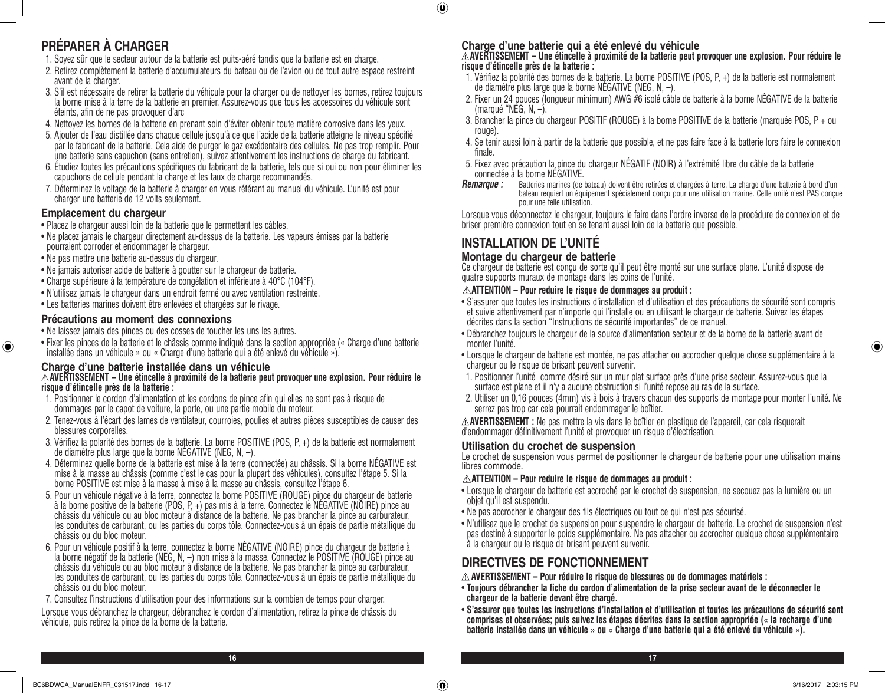## PRÉPARER À CHARGER

1. Soyez sûr que le secteur autour de la batterie est puits-aéré tandis que la batterie est en charge.
2. Retirez complètement la batterie d'accumulateurs du bateau ou de l'avion ou de tout autre espace restreint avant de la charger.
3. S'il est nécessaire de retirer la batterie du véhicule pour la charger ou de nettoyer les bornes, retirez toujours la borne mise à la terre de la batterie en premier. Assurez-vous que tous les accessoires du véhicule sont éteints, afin de ne pas provoquer d'arc
4. Nettoyez les bornes de la batterie en prenant soin d'éviter obtenir toute matière corrosive dans les yeux.
5. Ajouter de l'eau distillée dans chaque cellule jusqu'à ce que l'acide de la batterie atteigne le niveau spécifié par le fabricant de la batterie. Cela aide de purger le gaz excédentaire des cellules. Ne pas trop remplir. Pour une batterie sans capuchon (sans entretien), suivez attentivement les instructions de charge du fabricant.
6. Étudiez toutes les précautions spécifiques du fabricant de la batterie, tels que si oui ou non pour éliminer les capuchons de cellule pendant la charge et les taux de charge recommandés.
7. Déterminez le voltage de la batterie à charger en vous référant au manuel du véhicule. L'unité est pour charger une batterie de 12 volts seulement.

### Emplacement du chargeur

- Placez le chargeur aussi loin de la batterie que le permettent les câbles.
- Ne placez jamais le chargeur directement au-dessus de la batterie. Les vapeurs émises par la batterie pourraient corroder et endommager le chargeur.
- Ne pas mettre une batterie au-dessus du chargeur.
- Ne jamais autoriser acide de batterie à goutter sur le chargeur de batterie.
- Charge supérieure à la température de congélation et inférieure à 40°C (104°F).
- N'utilisez jamais le chargeur dans un endroit fermé ou avec ventilation restreinte.
- Les batteries marines doivent être enlevées et chargées sur le rivage.

### Précautions au moment des connexions

- Ne laissez jamais des pinces ou des cosses de toucher les uns les autres.
- Fixer les pinces de la batterie et le châssis comme indiqué dans la section appropriée (« Charge d'une batterie installée dans un véhicule » ou « Charge d'une batterie qui a été enlevé du véhicule »).

### Charge d'une batterie installée dans un véhicule

**⚠AVERTISSEMENT – Une étincelle à proximité de la batterie peut provoquer une explosion. Pour réduire le risque d'étincelle près de la batterie :**

1. Positionner le cordon d'alimentation et les cordons de pince afin qui elles ne sont pas à risque de dommages par le capot de voiture, la porte, ou une partie mobile du moteur.
2. Tenez-vous à l'écart des lames de ventilateur, courroies, poulies et autres pièces susceptibles de causer des blessures corporelles.
3. Vérifiez la polarité des bornes de la batterie. La borne POSITIVE (POS, P, +) de la batterie est normalement de diamètre plus large que la borne NÉGATIVE (NEG, N, –).
4. Déterminez quelle borne de la batterie est mise à la terre (connectée) au châssis. Si la borne NÉGATIVE est mise à la masse au châssis (comme c'est le cas pour la plupart des véhicules), consultez l'étape 5. Si la borne POSITIVE est mise à la masse à mise à la masse au châssis, consultez l'étape 6.
5. Pour un véhicule négative à la terre, connectez la borne POSITIVE (ROUGE) pince du chargeur de batterie à la borne positive de la batterie (POS, P, +) pas mis à la terre. Connectez le NÉGATIVE (NOIRE) pince au châssis du véhicule ou au bloc moteur à distance de la batterie. Ne pas brancher la pince au carburateur, les conduites de carburant, ou les parties du corps tôle. Connectez-vous à un épais de partie métallique du châssis ou du bloc moteur.
6. Pour un véhicule positif à la terre, connectez la borne NÉGATIVE (NOIRE) pince du chargeur de batterie à la borne négatif de la batterie (NEG, N, –) non mise à la masse. Connectez le POSITIVE (ROUGE) pince au châssis du véhicule ou au bloc moteur à distance de la batterie. Ne pas brancher la pince au carburateur, les conduites de carburant, ou les parties du corps tôle. Connectez-vous à un épais de partie métallique du châssis ou du bloc moteur.
7. Consultez l'instructions d'utilisation pour des informations sur la combien de temps pour charger.

Lorsque vous débranchez le chargeur, débranchez le cordon d'alimentation, retirez la pince de châssis du véhicule, puis retirez la pince de la borne de la batterie.

### Charge d'une batterie qui a été enlevé du véhicule

**⚠AVERTISSEMENT – Une étincelle à proximité de la batterie peut provoquer une explosion. Pour réduire le risque d'étincelle près de la batterie :**

1. Vérifiez la polarité des bornes de la batterie. La borne POSITIVE (POS, P, +) de la batterie est normalement de diamètre plus large que la borne NÉGATIVE (NEG, N, –).
2. Fixer un 24 pouces (longueur minimum) AWG #6 isolé câble de batterie à la borne NÉGATIVE de la batterie (marqué "NEG, N, –).
3. Brancher la pince du chargeur POSITIF (ROUGE) à la borne POSITIVE de la batterie (marquée POS, P + ou rouge).
4. Se tenir aussi loin à partir de la batterie que possible, et ne pas faire face à la batterie lors faire le connexion finale.
5. Fixez avec précaution la pince du chargeur NÉGATIF (NOIR) à l'extrémité libre du câble de la batterie connectée à la borne NÉGATIVE.

***Remarque :*** Batteries marines (de bateau) doivent être retirées et chargées à terre. La charge d'une batterie à bord d'un bateau requiert un équipement spécialement conçu pour une utilisation marine. Cette unité n'est PAS conçue pour une telle utilisation.

Lorsque vous déconnectez le chargeur, toujours le faire dans l'ordre inverse de la procédure de connexion et de briser première connexion tout en se tenant aussi loin de la batterie que possible.

## INSTALLATION DE L'UNITÉ

### Montage du chargeur de batterie

Ce chargeur de batterie est conçu de sorte qu'il peut être monté sur une surface plane. L'unité dispose de quatre supports muraux de montage dans les coins de l'unité.

**⚠ATTENTION – Pour reduire le risque de dommages au produit :**

- S'assurer que toutes les instructions d'installation et d'utilisation et des précautions de sécurité sont compris et suivie attentivement par n'importe qui l'installe ou en utilisant le chargeur de batterie. Suivez les étapes décrites dans la section "Instructions de sécurité importantes" de ce manuel.
- Débranchez toujours le chargeur de la source d'alimentation secteur et de la borne de la batterie avant de monter l'unité.
- Lorsque le chargeur de batterie est montée, ne pas attacher ou accrocher quelque chose supplémentaire à la chargeur ou le risque de brisant peuvent survenir.

1. Positionner l'unité comme désiré sur un mur plat surface près d'une prise secteur. Assurez-vous que la surface est plane et il n'y a aucune obstruction si l'unité repose au ras de la surface.
2. Utiliser un 0,16 pouces (4mm) vis à bois à travers chacun des supports de montage pour monter l'unité. Ne serrez pas trop car cela pourrait endommager le boîtier.

**⚠AVERTISSEMENT :** Ne pas mettre la vis dans le boîtier en plastique de l'appareil, car cela risquerait d'endommager définitivement l'unité et provoquer un risque d'électrisation.

### Utilisation du crochet de suspension

Le crochet de suspension vous permet de positionner le chargeur de batterie pour une utilisation mains libres commode.

**⚠ATTENTION – Pour reduire le risque de dommages au produit :**

- Lorsque le chargeur de batterie est accroché par le crochet de suspension, ne secouez pas la lumière ou un objet qu'il est suspendu.
- Ne pas accrocher le chargeur des fils électriques ou tout ce qui n'est pas sécurisé.
- N'utilisez que le crochet de suspension pour suspendre le chargeur de batterie. Le crochet de suspension n'est pas destiné à supporter le poids supplémentaire. Ne pas attacher ou accrocher quelque chose supplémentaire à la chargeur ou le risque de brisant peuvent survenir.

## DIRECTIVES DE FONCTIONNEMENT

**⚠ AVERTISSEMENT – Pour réduire le risque de blessures ou de dommages matériels :**

- **Toujours débrancher la fiche du cordon d'alimentation de la prise secteur avant de le déconnecter le chargeur de la batterie devant être chargé.**
- **S'assurer que toutes les instructions d'installation et d'utilisation et toutes les précautions de sécurité sont comprises et observées; puis suivez les étapes décrites dans la section appropriée (« la recharge d'une batterie installée dans un véhicule » ou « Charge d'une batterie qui a été enlevé du véhicule »).**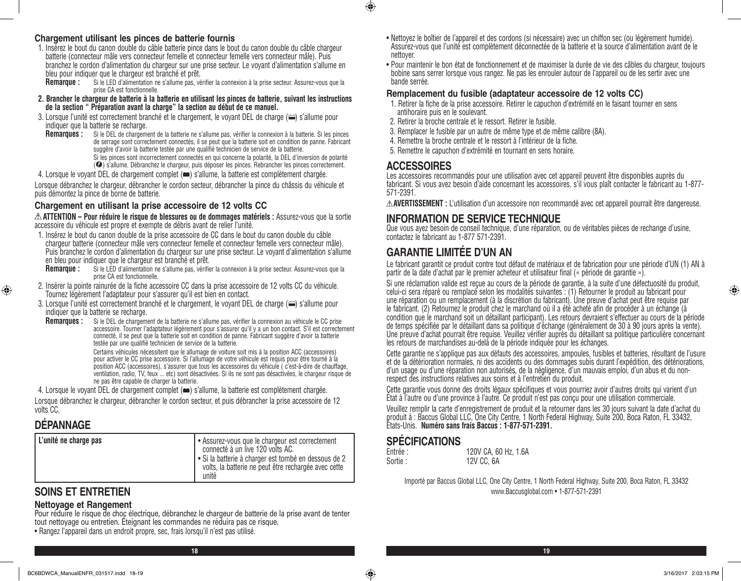### Chargement utilisant les pinces de batterie fournis

1. Insérez le bout du canon double du câble batterie pince dans le bout du canon double du câble chargeur batterie (connecteur mâle vers connecteur femelle et connecteur femelle vers connecteur mâle). Puis branchez le cordon d'alimentation du chargeur sur une prise secteur. Le voyant d'alimentation s'allume en bleu pour indiquer que le chargeur est branché et prêt.
   **Remarque :** Si le LED d'alimentation ne s'allume pas, vérifier la connexion à la prise secteur. Assurez-vous que la prise CA est fonctionnelle.
2. **Brancher le chargeur de batterie à la batterie en utilisant les pinces de batterie, suivant les instructions de la section " Préparation avant la charge" la section au début de ce manuel.**
3. Lorsque l'unité est correctement branché et le chargement, le voyant DEL de charge (▭) s'allume pour indiquer que la batterie se recharge.
   **Remarques :** Si le DEL de chargement de la batterie ne s'allume pas, vérifier la connexion à la batterie. Si les pinces de serrage sont correctement connectés, il se peut que la batterie soit en condition de panne. Fabricant suggère d'avoir la batterie testée par une qualifié technicien de service de la batterie.
   Si les pinces sont incorrectement connectés en qui concerne la polarité, la DEL d'inversion de polarité (❗) s'allume. Débranchez le chargeur, puis déposer les pinces. Rebrancher les pinces correctement.
4. Lorsque le voyant DEL de chargement complet (■) s'allume, la batterie est complètement chargée.

Lorsque débranchez le chargeur, débrancher le cordon secteur, débrancher la pince du châssis du véhicule et puis démontez la pince de borne de batterie.

### Chargement en utilisant la prise accessoire de 12 volts CC

⚠ **ATTENTION – Pour réduire le risque de blessures ou de dommages matériels :** Assurez-vous que la sortie accessoire du véhicule est propre et exempte de débris avant de relier l'unité.

1. Insérez le bout du canon double de la prise accessoire de CC dans le bout du canon double du câble chargeur batterie (connecteur mâle vers connecteur femelle et connecteur femelle vers connecteur mâle). Puis branchez le cordon d'alimentation du chargeur sur une prise secteur. Le voyant d'alimentation s'allume en bleu pour indiquer que le chargeur est branché et prêt.
   **Remarque :** Si le LED d'alimentation ne s'allume pas, vérifier la connexion à la prise secteur. Assurez-vous que la prise CA est fonctionnelle.
2. Insérer la pointe rainurée de la fiche accessoire CC dans la prise accessoire de 12 volts CC du véhicule. Tournez légèrement l'adaptateur pour s'assurer qu'il est bien en contact.
3. Lorsque l'unité est correctement branché et le chargement, le voyant DEL de charge (▭) s'allume pour indiquer que la batterie se recharge.
   **Remarques :** Si le DEL de chargement de la batterie ne s'allume pas, vérifier la connexion au véhicule le CC prise accessoire. Tourner l'adaptateur légèrement pour s'assurer qu'il y a un bon contact. S'il est correctement connecté, il se peut que la batterie soit en condition de panne. Fabricant suggère d'avoir la batterie testée par une qualifié technicien de service de la batterie.
   Certains véhicules nécessitent que le allumage de voiture soit mis à la position ACC (accessoires) pour activer le CC prise accessoire. Si l'allumage de votre véhicule est requis pour être tourné à la position ACC (accessoires), s'assurer que tous les accessoires du véhicule ( c'est-à-dire de chauffage, ventilation, radio, TV, feux ... etc) sont désactivées. Si ils ne sont pas désactivées, le chargeur risque de ne pas être capable de charger la batterie.
4. Lorsque le voyant DEL de chargement complet (■) s'allume, la batterie est complètement chargée.

Lorsque débranchez le chargeur, débrancher le cordon secteur, et puis débrancher la prise accessoire de 12 volts CC.

## DÉPANNAGE

| | |
|---|---|
| **L'unité ne charge pas** | • Assurez-vous que le chargeur est correctement connecté à un live 120 volts AC.<br>• Si la batterie à charger est tombé en dessous de 2 volts, la batterie ne peut être rechargée avec cette unité |

## SOINS ET ENTRETIEN

### Nettoyage et Rangement

Pour réduire le risque de choc électrique, débranchez le chargeur de batterie de la prise avant de tenter tout nettoyage ou entretien. Éteignant les commandes ne réduira pas ce risque.

- Rangez l'appareil dans un endroit propre, sec, frais lorsqu'il n'est pas utilisé.
- Nettoyez le boîtier de l'appareil et des cordons (si nécessaire) avec un chiffon sec (ou légèrement humide). Assurez-vous que l'unité est complètement déconnectée de la batterie et la source d'alimentation avant de le nettoyer.
- Pour maintenir le bon état de fonctionnement et de maximiser la durée de vie des câbles du chargeur, toujours bobine sans serrer lorsque vous rangez. Ne pas les enrouler autour de l'appareil ou de les sertir avec une bande serrée.

### Remplacement du fusible (adaptateur accessoire de 12 volts CC)

1. Retirer la fiche de la prise accessoire. Retirer le capuchon d'extrémité en le faisant tourner en sens antihoraire puis en le soulevant.
2. Retirer la broche centrale et le ressort. Retirer le fusible.
3. Remplacer le fusible par un autre de même type et de même calibre (8A).
4. Remettre la broche centrale et le ressort à l'intérieur de la fiche.
5. Remettre le capuchon d'extrémité en tournant en sens horaire.

## ACCESSOIRES

Les accessoires recommandés pour une utilisation avec cet appareil peuvent être disponibles auprès du fabricant. Si vous avez besoin d'aide concernant les accessoires, s'il vous plaît contacter le fabricant au 1-877-571-2391.

⚠**AVERTISSEMENT :** L'utilisation d'un accessoire non recommandé avec cet appareil pourrait être dangereuse.

## INFORMATION DE SERVICE TECHNIQUE

Que vous ayez besoin de conseil technique, d'une réparation, ou de véritables pièces de rechange d'usine, contactez le fabricant au 1-877 571-2391.

## GARANTIE LIMITÉE D'UN AN

Le fabricant garantit ce produit contre tout défaut de matériaux et de fabrication pour une période d'UN (1) AN à partir de la date d'achat par le premier acheteur et utilisateur final (« période de garantie »).

Si une réclamation valide est reçue au cours de la période de garantie, à la suite d'une défectuosité du produit, celui-ci sera réparé ou remplacé selon les modalités suivantes : (1) Retourner le produit au fabricant pour une réparation ou un remplacement (à la discrétion du fabricant). Une preuve d'achat peut être requise par le fabricant. (2) Retournez le produit chez le marchand où il a été acheté afin de procéder à un échange (à condition que le marchand soit un détaillant participant). Les retours devraient s'effectuer au cours de la période de temps spécifiée par le détaillant dans sa politique d'échange (généralement de 30 à 90 jours après la vente). Une preuve d'achat pourrait être requise. Veuillez vérifier auprès du détaillant sa politique particulière concernant les retours de marchandises au-delà de la période indiquée pour les échanges.

Cette garantie ne s'applique pas aux défauts des accessoires, ampoules, fusibles et batteries, résultant de l'usure et de la détérioration normales, ni des accidents ou des dommages subis durant l'expédition, des détériorations, d'un usage ou d'une réparation non autorisés, de la négligence, d'un mauvais emploi, d'un abus et du non-respect des instructions relatives aux soins et à l'entretien du produit.

Cette garantie vous donne des droits légaux spécifiques et vous pourriez avoir d'autres droits qui varient d'un État à l'autre ou d'une province à l'autre. Ce produit n'est pas conçu pour une utilisation commerciale.

Veuillez remplir la carte d'enregistrement de produit et la retourner dans les 30 jours suivant la date d'achat du produit à : Baccus Global LLC, One City Centre, 1 North Federal Highway, Suite 200, Boca Raton, FL 33432, États-Unis. **Numéro sans frais Baccus : 1-877-571-2391.**

## SPÉCIFICATIONS

| | |
|---|---|
| Entrée : | 120V CA, 60 Hz, 1.6A |
| Sortie : | 12V CC, 6A |

Importé par Baccus Global LLC, One City Centre, 1 North Federal Highway, Suite 200, Boca Raton, FL 33432
www.Baccusglobal.com • 1-877-571-2391